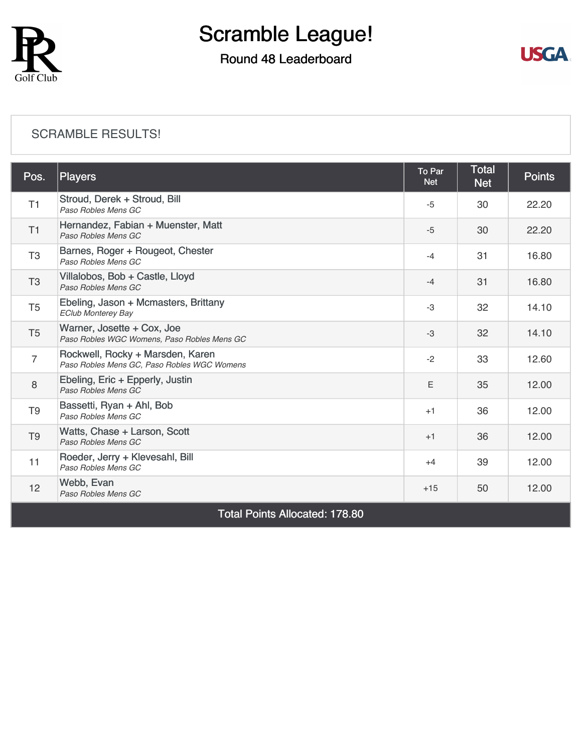# Scramble League!

## Round 48 Leaderboard

SCRAMBLE RESULTS!

| Pos. | Players | To Par Net | Total Net | Points |
|---|---|---|---|---|
| T1 | Stroud, Derek + Stroud, Bill<br>*Paso Robles Mens GC* | -5 | 30 | 22.20 |
| T1 | Hernandez, Fabian + Muenster, Matt<br>*Paso Robles Mens GC* | -5 | 30 | 22.20 |
| T3 | Barnes, Roger + Rougeot, Chester<br>*Paso Robles Mens GC* | -4 | 31 | 16.80 |
| T3 | Villalobos, Bob + Castle, Lloyd<br>*Paso Robles Mens GC* | -4 | 31 | 16.80 |
| T5 | Ebeling, Jason + Mcmasters, Brittany<br>*EClub Monterey Bay* | -3 | 32 | 14.10 |
| T5 | Warner, Josette + Cox, Joe<br>*Paso Robles WGC Womens, Paso Robles Mens GC* | -3 | 32 | 14.10 |
| 7 | Rockwell, Rocky + Marsden, Karen<br>*Paso Robles Mens GC, Paso Robles WGC Womens* | -2 | 33 | 12.60 |
| 8 | Ebeling, Eric + Epperly, Justin<br>*Paso Robles Mens GC* | E | 35 | 12.00 |
| T9 | Bassetti, Ryan + Ahl, Bob<br>*Paso Robles Mens GC* | +1 | 36 | 12.00 |
| T9 | Watts, Chase + Larson, Scott<br>*Paso Robles Mens GC* | +1 | 36 | 12.00 |
| 11 | Roeder, Jerry + Klevesahl, Bill<br>*Paso Robles Mens GC* | +4 | 39 | 12.00 |
| 12 | Webb, Evan<br>*Paso Robles Mens GC* | +15 | 50 | 12.00 |
| Total Points Allocated: 178.80 | | | | |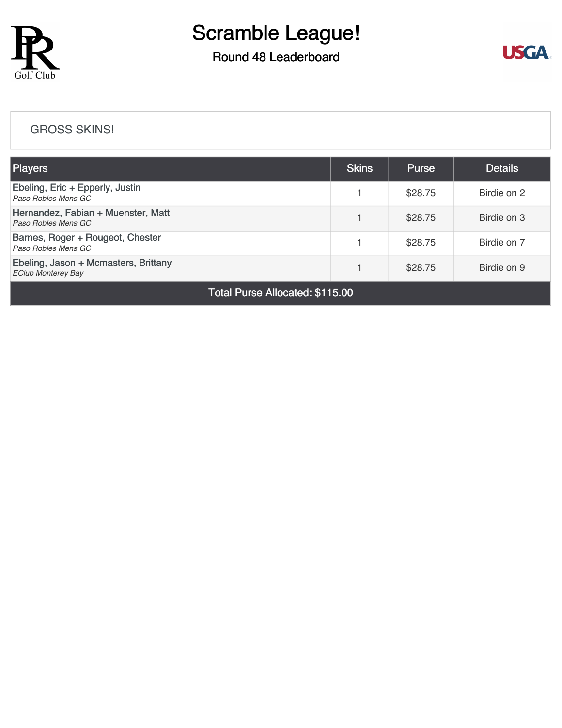# Scramble League!

## Round 48 Leaderboard

### GROSS SKINS!

| Players | Skins | Purse | Details |
|---|---|---|---|
| Ebeling, Eric + Epperly, Justin<br>*Paso Robles Mens GC* | 1 | $28.75 | Birdie on 2 |
| Hernandez, Fabian + Muenster, Matt<br>*Paso Robles Mens GC* | 1 | $28.75 | Birdie on 3 |
| Barnes, Roger + Rougeot, Chester<br>*Paso Robles Mens GC* | 1 | $28.75 | Birdie on 7 |
| Ebeling, Jason + Mcmasters, Brittany<br>*EClub Monterey Bay* | 1 | $28.75 | Birdie on 9 |
| Total Purse Allocated: $115.00 | | | |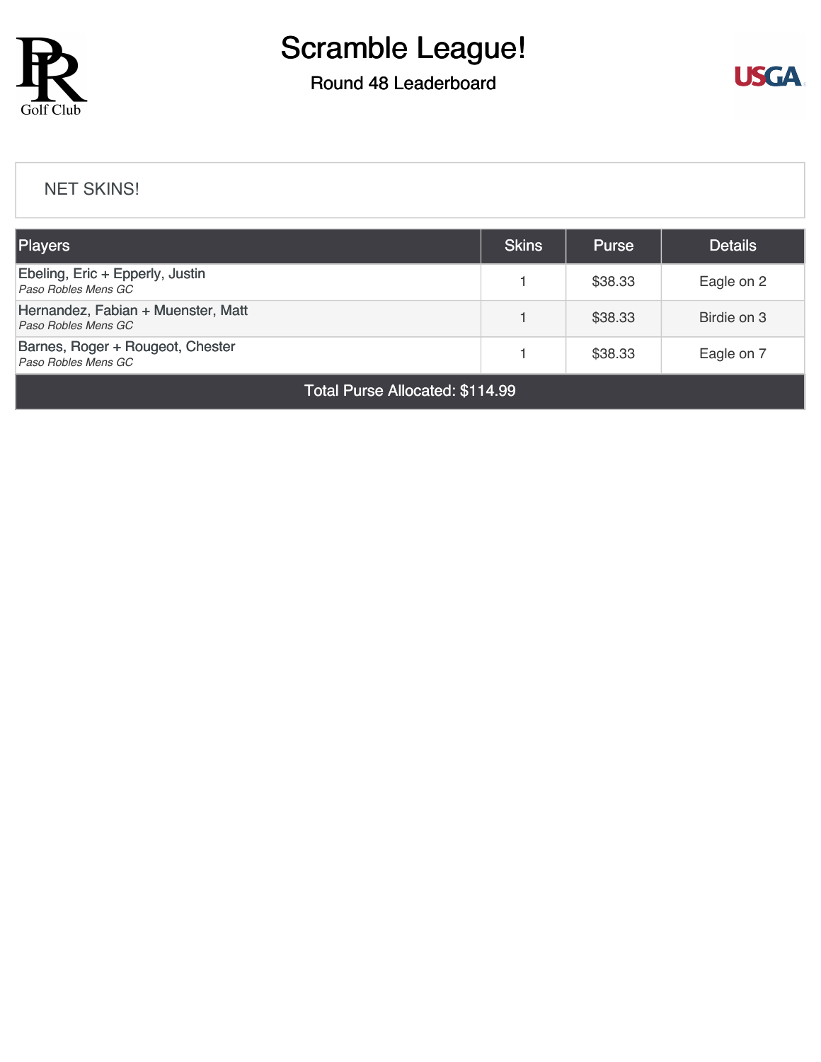# Scramble League!

## Round 48 Leaderboard

NET SKINS!

| Players | Skins | Purse | Details |
|---|---|---|---|
| Ebeling, Eric + Epperly, Justin<br>*Paso Robles Mens GC* | 1 | $38.33 | Eagle on 2 |
| Hernandez, Fabian + Muenster, Matt<br>*Paso Robles Mens GC* | 1 | $38.33 | Birdie on 3 |
| Barnes, Roger + Rougeot, Chester<br>*Paso Robles Mens GC* | 1 | $38.33 | Eagle on 7 |
| Total Purse Allocated: $114.99 | | | |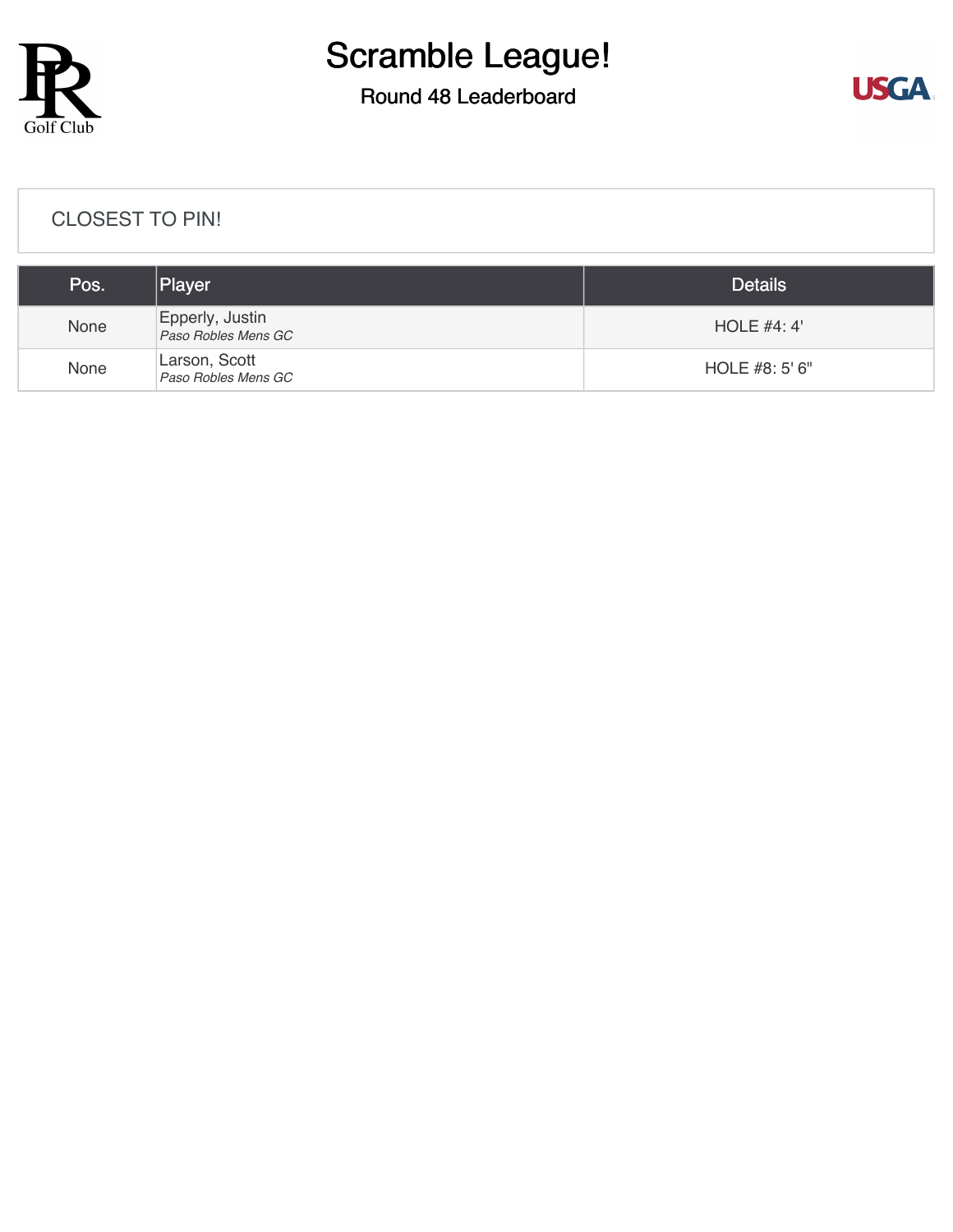# Scramble League!

## Round 48 Leaderboard

CLOSEST TO PIN!

| Pos. | Player | Details |
|---|---|---|
| None | Epperly, Justin<br>*Paso Robles Mens GC* | HOLE #4: 4' |
| None | Larson, Scott<br>*Paso Robles Mens GC* | HOLE #8: 5' 6" |